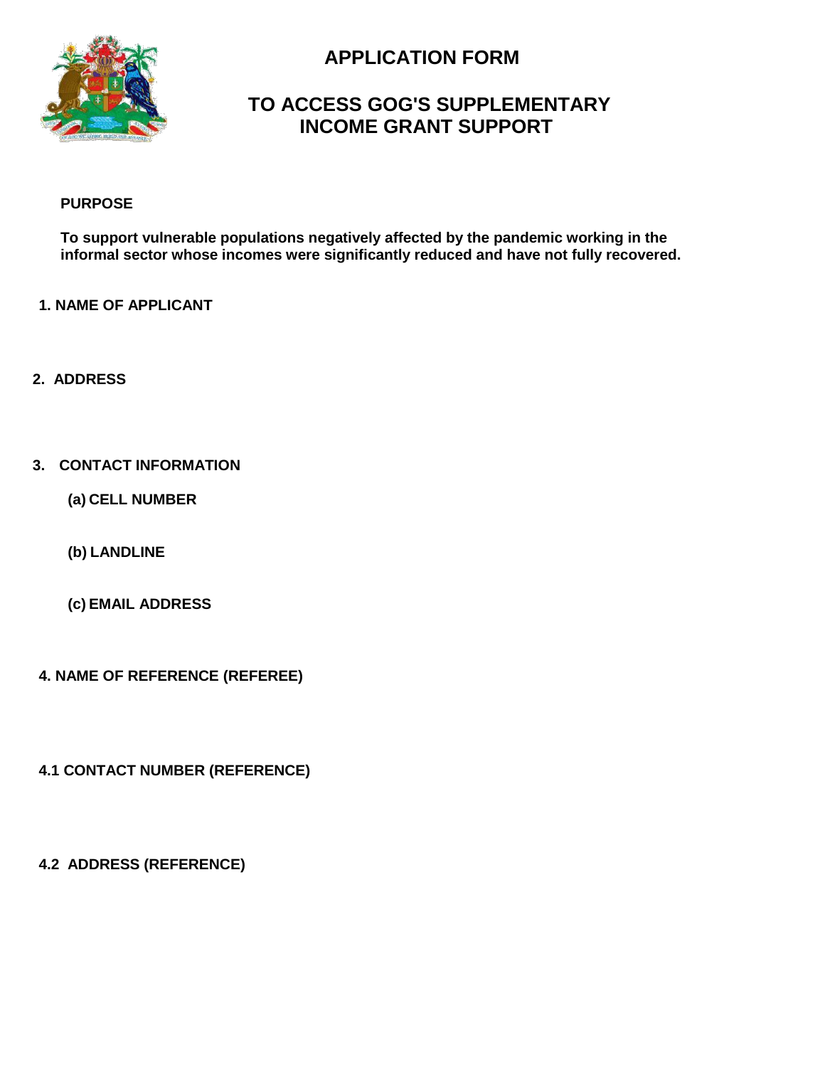# APPLICATION FORM

## TO ACCESS GOG'S SUPPLEMENTARY INCOME GRANT SUPPORT

**PURPOSE**

**To support vulnerable populations negatively affected by the pandemic working in the informal sector whose incomes were significantly reduced and have not fully recovered.**

**1. NAME OF APPLICANT**

**2. ADDRESS**

**3. CONTACT INFORMATION**

**(a) CELL NUMBER**

**(b) LANDLINE**

**(c) EMAIL ADDRESS**

**4. NAME OF REFERENCE (REFEREE)**

**4.1 CONTACT NUMBER (REFERENCE)**

**4.2 ADDRESS (REFERENCE)**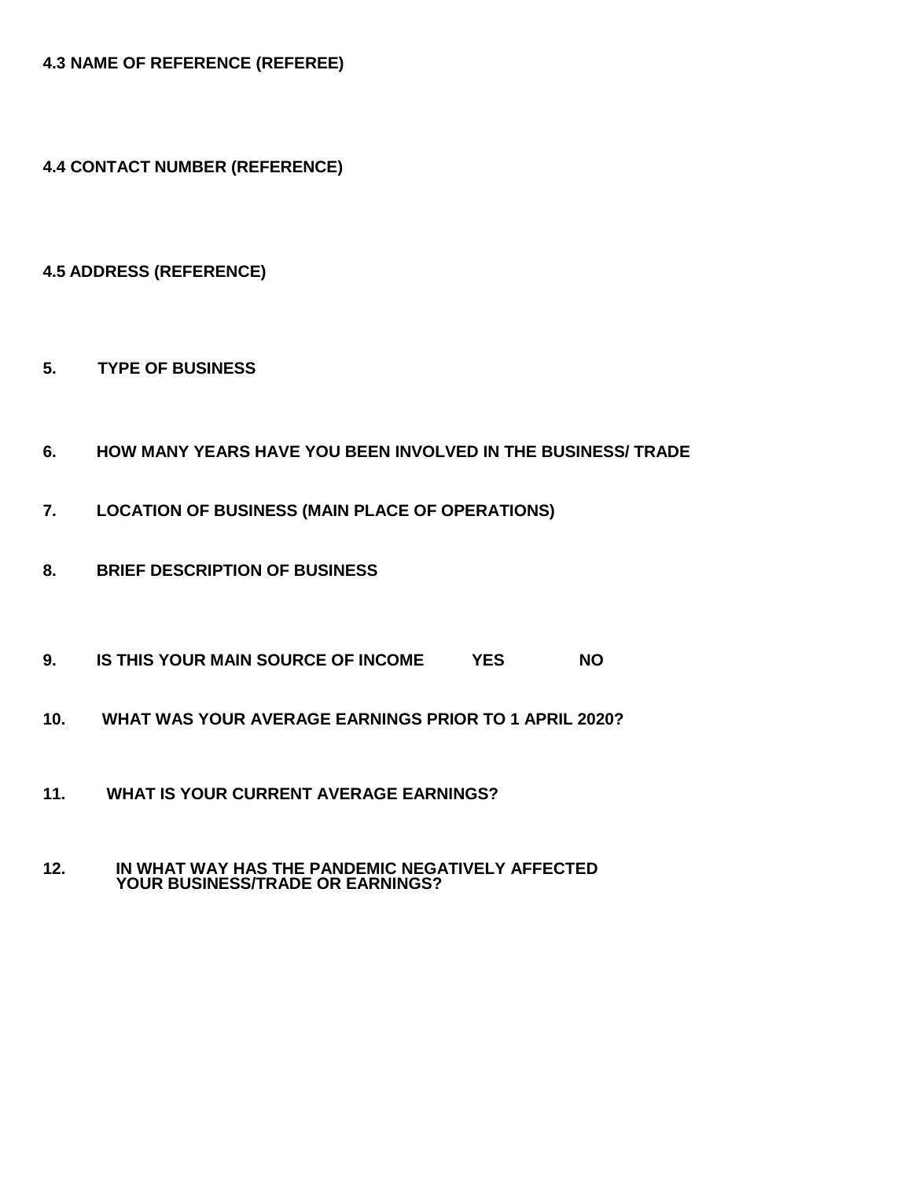**4.3 NAME OF REFERENCE (REFEREE)**

**4.4 CONTACT NUMBER (REFERENCE)**

**4.5 ADDRESS (REFERENCE)**

**5. TYPE OF BUSINESS**

**6. HOW MANY YEARS HAVE YOU BEEN INVOLVED IN THE BUSINESS/ TRADE**

**7. LOCATION OF BUSINESS (MAIN PLACE OF OPERATIONS)**

**8. BRIEF DESCRIPTION OF BUSINESS**

**9. IS THIS YOUR MAIN SOURCE OF INCOME YES NO**

**10. WHAT WAS YOUR AVERAGE EARNINGS PRIOR TO 1 APRIL 2020?**

**11. WHAT IS YOUR CURRENT AVERAGE EARNINGS?**

**12. IN WHAT WAY HAS THE PANDEMIC NEGATIVELY AFFECTED YOUR BUSINESS/TRADE OR EARNINGS?**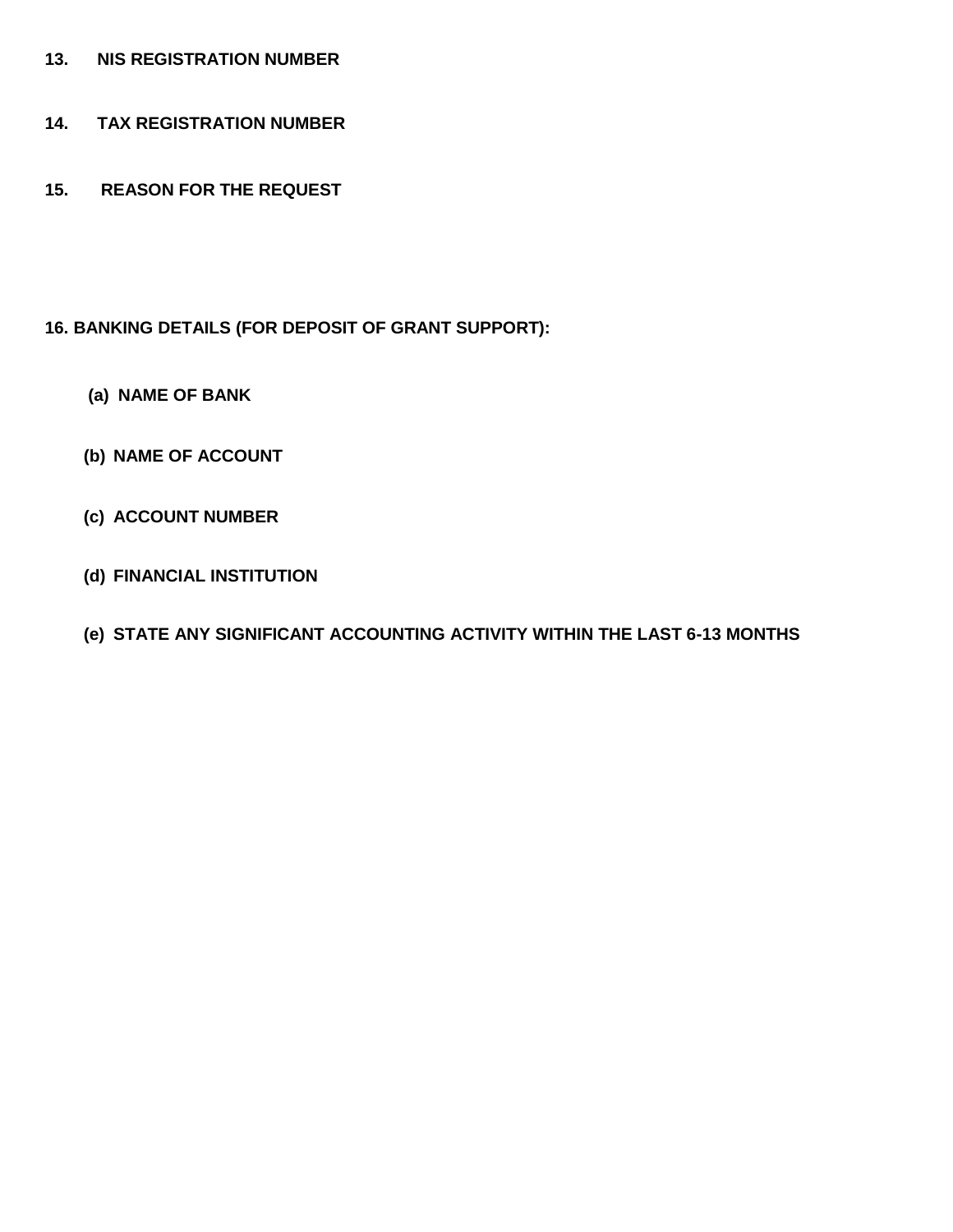**13. NIS REGISTRATION NUMBER**

**14. TAX REGISTRATION NUMBER**

**15. REASON FOR THE REQUEST**

**16. BANKING DETAILS (FOR DEPOSIT OF GRANT SUPPORT):**

**(a) NAME OF BANK**

**(b) NAME OF ACCOUNT**

**(c) ACCOUNT NUMBER**

**(d) FINANCIAL INSTITUTION**

**(e) STATE ANY SIGNIFICANT ACCOUNTING ACTIVITY WITHIN THE LAST 6-13 MONTHS**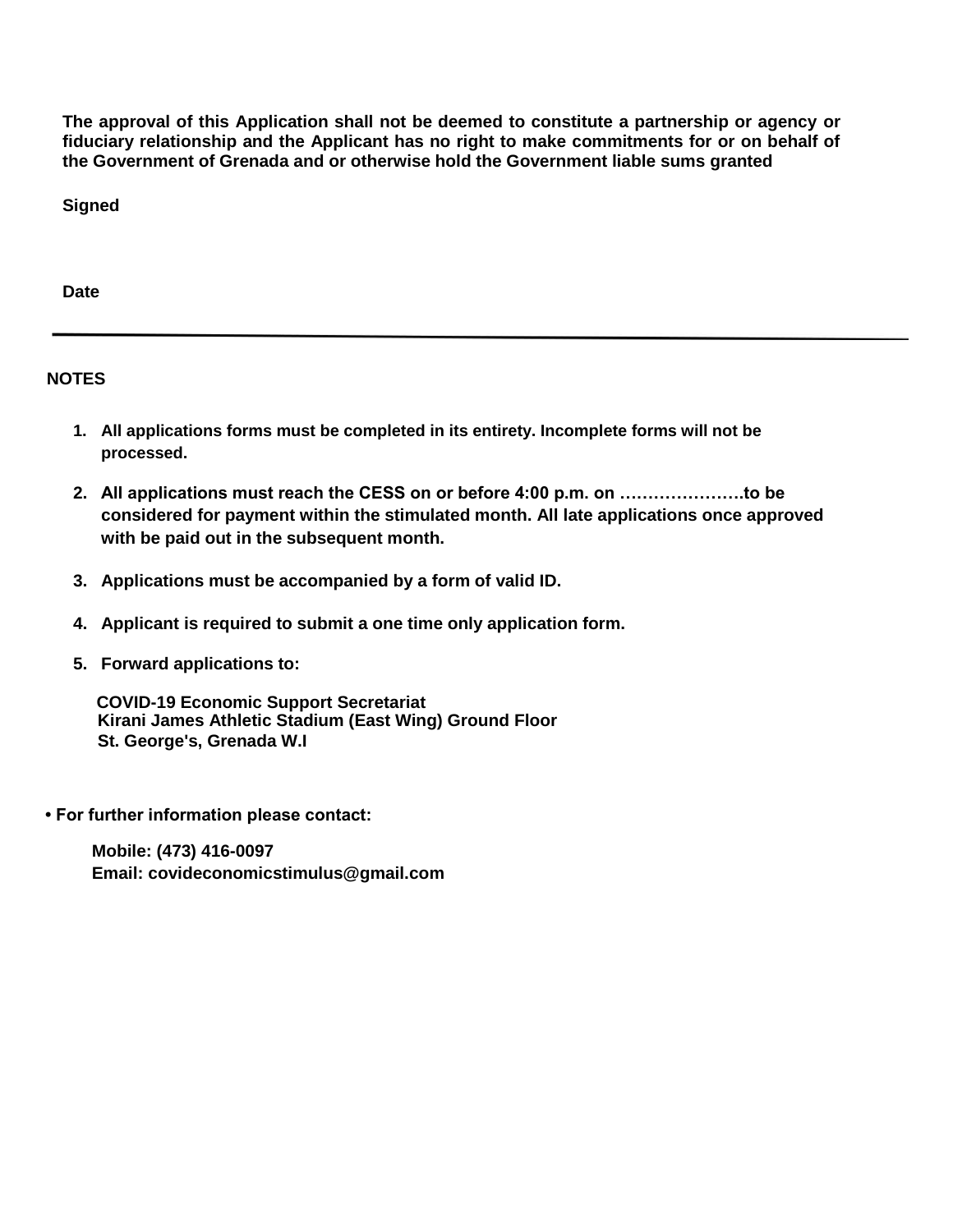**The approval of this Application shall not be deemed to constitute a partnership or agency or fiduciary relationship and the Applicant has no right to make commitments for or on behalf of the Government of Grenada and or otherwise hold the Government liable sums granted**

**Signed**

**Date**

---

**NOTES**

1. **All applications forms must be completed in its entirety. Incomplete forms will not be processed.**
2. **All applications must reach the CESS on or before 4:00 p.m. on ………………….to be considered for payment within the stimulated month. All late applications once approved with be paid out in the subsequent month.**
3. **Applications must be accompanied by a form of valid ID.**
4. **Applicant is required to submit a one time only application form.**
5. **Forward applications to:**

   **COVID-19 Economic Support Secretariat**
   **Kirani James Athletic Stadium (East Wing) Ground Floor**
   **St. George's, Grenada W.I**

- **For further information please contact:**

  **Mobile: (473) 416-0097**
  **Email: covideconomicstimulus@gmail.com**